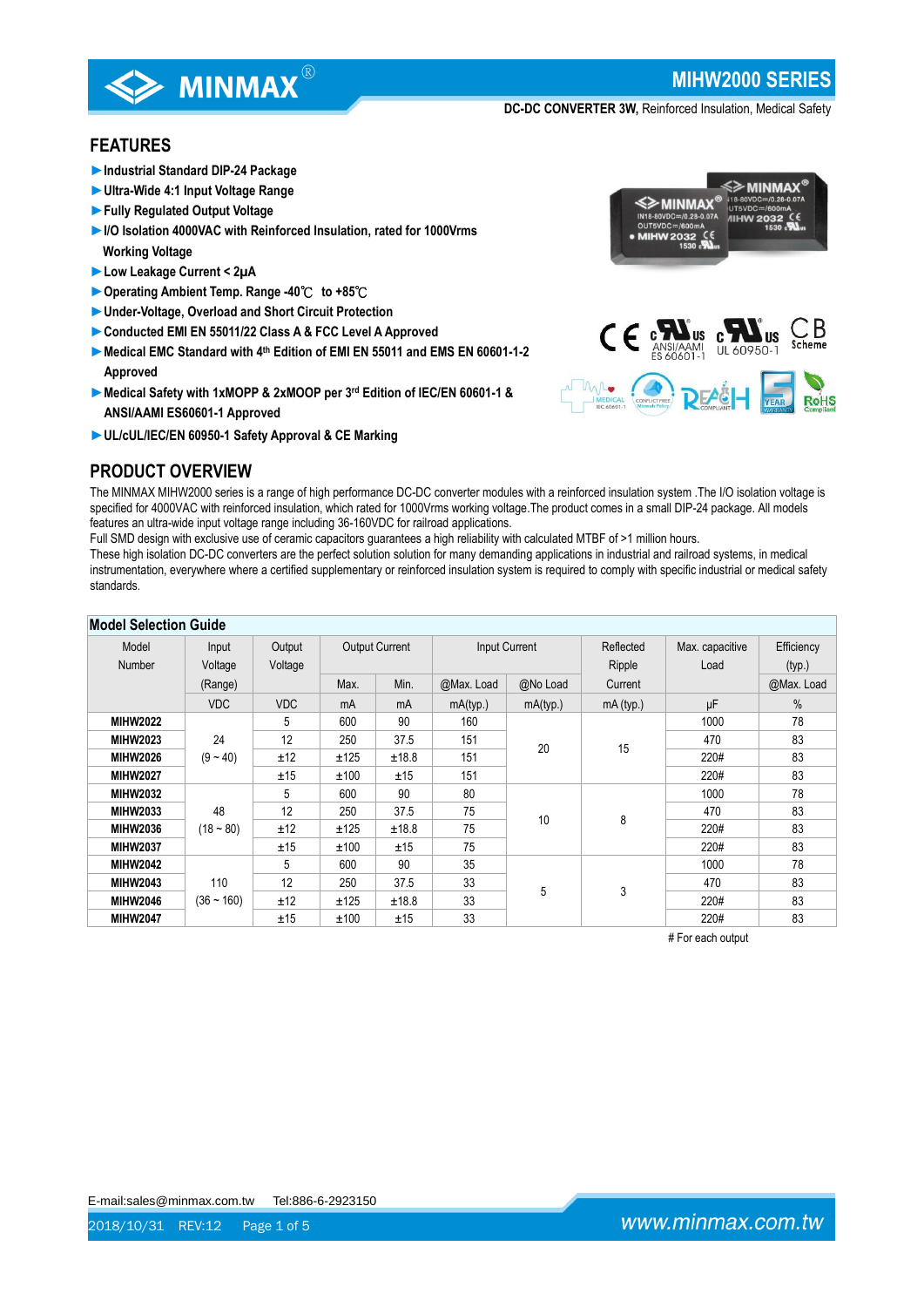# MIHW2000 SERIES

**DC-DC CONVERTER 3W,** Reinforced Insulation, Medical Safety

## FEATURES

- ►Industrial Standard DIP-24 Package
- ►Ultra-Wide 4:1 Input Voltage Range
- ►Fully Regulated Output Voltage
- ►I/O Isolation 4000VAC with Reinforced Insulation, rated for 1000Vrms Working Voltage
- ►Low Leakage Current < 2μA
- ►Operating Ambient Temp. Range -40℃ to +85℃
- ►Under-Voltage, Overload and Short Circuit Protection
- ►Conducted EMI EN 55011/22 Class A & FCC Level A Approved
- ►Medical EMC Standard with 4th Edition of EMI EN 55011 and EMS EN 60601-1-2 Approved
- ►Medical Safety with 1xMOPP & 2xMOOP per 3rd Edition of IEC/EN 60601-1 & ANSI/AAMI ES60601-1 Approved
- ►UL/cUL/IEC/EN 60950-1 Safety Approval & CE Marking

## PRODUCT OVERVIEW

The MINMAX MIHW2000 series is a range of high performance DC-DC converter modules with a reinforced insulation system .The I/O isolation voltage is specified for 4000VAC with reinforced insulation, which rated for 1000Vrms working voltage.The product comes in a small DIP-24 package. All models features an ultra-wide input voltage range including 36-160VDC for railroad applications.
Full SMD design with exclusive use of ceramic capacitors guarantees a high reliability with calculated MTBF of >1 million hours.
These high isolation DC-DC converters are the perfect solution solution for many demanding applications in industrial and railroad systems, in medical instrumentation, everywhere where a certified supplementary or reinforced insulation system is required to comply with specific industrial or medical safety standards.

### Model Selection Guide

| Model Number | Input Voltage (Range) | Output Voltage | Output Current | | Input Current | | Reflected Ripple Current | Max. capacitive Load | Efficiency (typ.) |
|---|---|---|---|---|---|---|---|---|---|
| | | | Max. | Min. | @Max. Load | @No Load | | | @Max. Load |
| | VDC | VDC | mA | mA | mA(typ.) | mA(typ.) | mA (typ.) | μF | % |
| **MIHW2022** | 24 (9 ~ 40) | 5 | 600 | 90 | 160 | 20 | 15 | 1000 | 78 |
| **MIHW2023** | | 12 | 250 | 37.5 | 151 | | | 470 | 83 |
| **MIHW2026** | | ±12 | ±125 | ±18.8 | 151 | | | 220# | 83 |
| **MIHW2027** | | ±15 | ±100 | ±15 | 151 | | | 220# | 83 |
| **MIHW2032** | 48 (18 ~ 80) | 5 | 600 | 90 | 80 | 10 | 8 | 1000 | 78 |
| **MIHW2033** | | 12 | 250 | 37.5 | 75 | | | 470 | 83 |
| **MIHW2036** | | ±12 | ±125 | ±18.8 | 75 | | | 220# | 83 |
| **MIHW2037** | | ±15 | ±100 | ±15 | 75 | | | 220# | 83 |
| **MIHW2042** | 110 (36 ~ 160) | 5 | 600 | 90 | 35 | 5 | 3 | 1000 | 78 |
| **MIHW2043** | | 12 | 250 | 37.5 | 33 | | | 470 | 83 |
| **MIHW2046** | | ±12 | ±125 | ±18.8 | 33 | | | 220# | 83 |
| **MIHW2047** | | ±15 | ±100 | ±15 | 33 | | | 220# | 83 |

# For each output

E-mail:sales@minmax.com.tw Tel:886-6-2923150

2018/10/31 REV:12

www.minmax.com.tw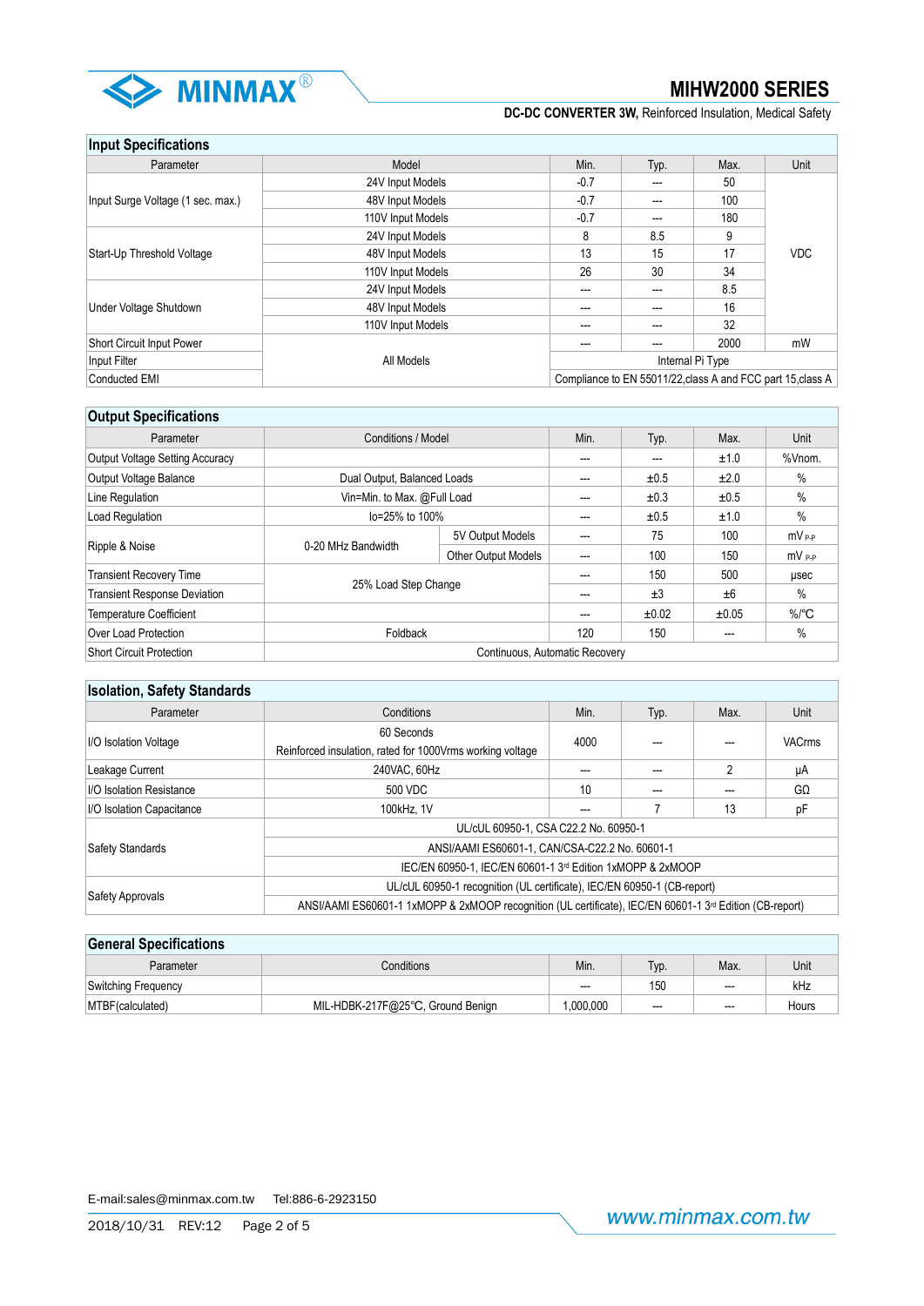MINMAX

# MIHW2000 SERIES

**DC-DC CONVERTER 3W,** Reinforced Insulation, Medical Safety

## Input Specifications

| Parameter | Model | Min. | Typ. | Max. | Unit |
|---|---|---|---|---|---|
| Input Surge Voltage (1 sec. max.) | 24V Input Models | -0.7 | --- | 50 | VDC |
| | 48V Input Models | -0.7 | --- | 100 | |
| | 110V Input Models | -0.7 | --- | 180 | |
| Start-Up Threshold Voltage | 24V Input Models | 8 | 8.5 | 9 | |
| | 48V Input Models | 13 | 15 | 17 | |
| | 110V Input Models | 26 | 30 | 34 | |
| Under Voltage Shutdown | 24V Input Models | --- | --- | 8.5 | |
| | 48V Input Models | --- | --- | 16 | |
| | 110V Input Models | --- | --- | 32 | |
| Short Circuit Input Power | All Models | --- | --- | 2000 | mW |
| Input Filter | | Internal Pi Type | | | |
| Conducted EMI | | Compliance to EN 55011/22,class A and FCC part 15,class A | | | |

## Output Specifications

| Parameter | Conditions / Model | | Min. | Typ. | Max. | Unit |
|---|---|---|---|---|---|---|
| Output Voltage Setting Accuracy | | | --- | --- | ±1.0 | %Vnom. |
| Output Voltage Balance | Dual Output, Balanced Loads | | --- | ±0.5 | ±2.0 | % |
| Line Regulation | Vin=Min. to Max. @Full Load | | --- | ±0.3 | ±0.5 | % |
| Load Regulation | Io=25% to 100% | | --- | ±0.5 | ±1.0 | % |
| Ripple & Noise | 0-20 MHz Bandwidth | 5V Output Models | --- | 75 | 100 | mV P-P |
| | | Other Output Models | --- | 100 | 150 | mV P-P |
| Transient Recovery Time | 25% Load Step Change | | --- | 150 | 500 | μsec |
| Transient Response Deviation | | | --- | ±3 | ±6 | % |
| Temperature Coefficient | | | --- | ±0.02 | ±0.05 | %/°C |
| Over Load Protection | Foldback | | 120 | 150 | --- | % |
| Short Circuit Protection | Continuous, Automatic Recovery | | | | | |

## Isolation, Safety Standards

| Parameter | Conditions | Min. | Typ. | Max. | Unit |
|---|---|---|---|---|---|
| I/O Isolation Voltage | 60 Seconds<br>Reinforced insulation, rated for 1000Vrms working voltage | 4000 | --- | --- | VACrms |
| Leakage Current | 240VAC, 60Hz | --- | --- | 2 | μA |
| I/O Isolation Resistance | 500 VDC | 10 | --- | --- | GΩ |
| I/O Isolation Capacitance | 100kHz, 1V | --- | 7 | 13 | pF |
| Safety Standards | UL/cUL 60950-1, CSA C22.2 No. 60950-1 | | | | |
| | ANSI/AAMI ES60601-1, CAN/CSA-C22.2 No. 60601-1 | | | | |
| | IEC/EN 60950-1, IEC/EN 60601-1 3rd Edition 1xMOPP & 2xMOOP | | | | |
| Safety Approvals | UL/cUL 60950-1 recognition (UL certificate), IEC/EN 60950-1 (CB-report) | | | | |
| | ANSI/AAMI ES60601-1 1xMOPP & 2xMOOP recognition (UL certificate), IEC/EN 60601-1 3rd Edition (CB-report) | | | | |

## General Specifications

| Parameter | Conditions | Min. | Typ. | Max. | Unit |
|---|---|---|---|---|---|
| Switching Frequency | | --- | 150 | --- | kHz |
| MTBF(calculated) | MIL-HDBK-217F@25°C, Ground Benign | 1,000,000 | --- | --- | Hours |

E-mail:sales@minmax.com.tw Tel:886-6-2923150

2018/10/31 REV:12

www.minmax.com.tw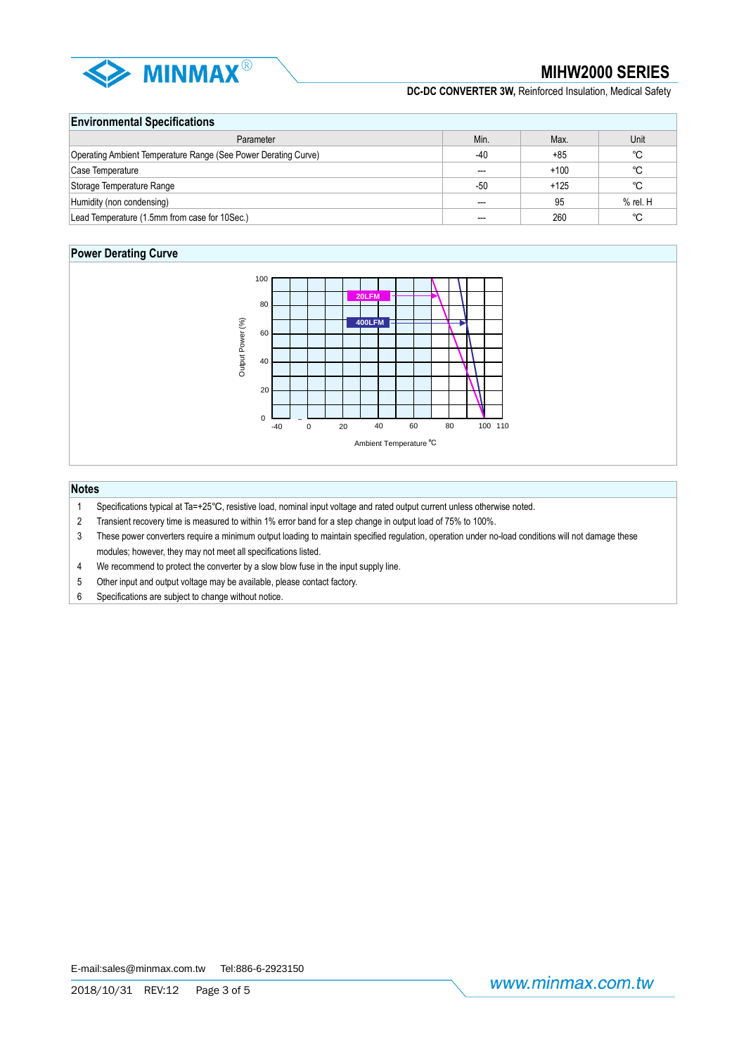## Environmental Specifications

| Parameter | Min. | Max. | Unit |
|---|---|---|---|
| Operating Ambient Temperature Range (See Power Derating Curve) | -40 | +85 | ℃ |
| Case Temperature | --- | +100 | ℃ |
| Storage Temperature Range | -50 | +125 | ℃ |
| Humidity (non condensing) | --- | 95 | % rel. H |
| Lead Temperature (1.5mm from case for 10Sec.) | --- | 260 | ℃ |

## Power Derating Curve

Output Power (%)

100, 80, 60, 40, 20, 0

20LFM

400LFM

-40, 0, 20, 40, 60, 80, 100, 110

Ambient Temperature ℃

## Notes

1. Specifications typical at Ta=+25℃, resistive load, nominal input voltage and rated output current unless otherwise noted.
2. Transient recovery time is measured to within 1% error band for a step change in output load of 75% to 100%.
3. These power converters require a minimum output loading to maintain specified regulation, operation under no-load conditions will not damage these modules; however, they may not meet all specifications listed.
4. We recommend to protect the converter by a slow blow fuse in the input supply line.
5. Other input and output voltage may be available, please contact factory.
6. Specifications are subject to change without notice.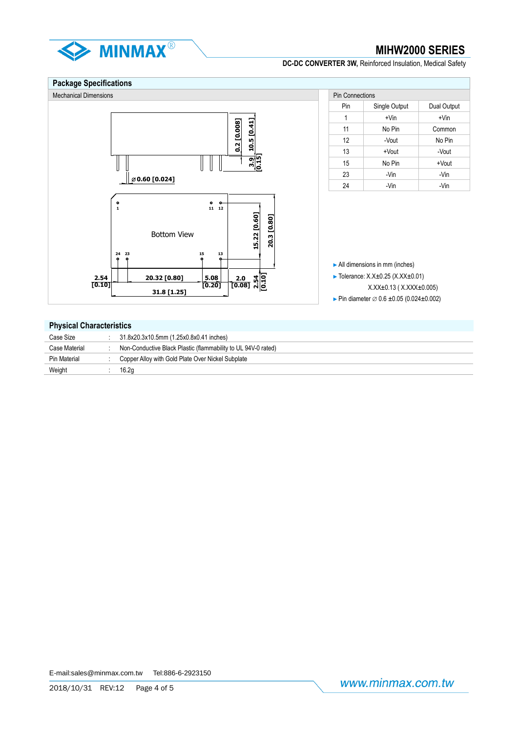## Package Specifications

### Mechanical Dimensions

0.2 [0.008]
10.5 [0.41]
3.9 [0.15]
∅0.60 [0.024]

Bottom View

15.22 [0.60]
20.3 [0.80]
2.54 [0.10]
20.32 [0.80]
5.08 [0.20]
2.0 [0.08]
2.54 [0.10]
31.8 [1.25]

### Pin Connections

| Pin | Single Output | Dual Output |
|---|---|---|
| 1 | +Vin | +Vin |
| 11 | No Pin | Common |
| 12 | -Vout | No Pin |
| 13 | +Vout | -Vout |
| 15 | No Pin | +Vout |
| 23 | -Vin | -Vin |
| 24 | -Vin | -Vin |

- All dimensions in mm (inches)
- Tolerance: X.X±0.25 (X.XX±0.01)
  X.XX±0.13 ( X.XXX±0.005)
- Pin diameter ∅ 0.6 ±0.05 (0.024±0.002)

## Physical Characteristics

| | | |
|---|---|---|
| Case Size | : | 31.8x20.3x10.5mm (1.25x0.8x0.41 inches) |
| Case Material | : | Non-Conductive Black Plastic (flammability to UL 94V-0 rated) |
| Pin Material | : | Copper Alloy with Gold Plate Over Nickel Subplate |
| Weight | : | 16.2g |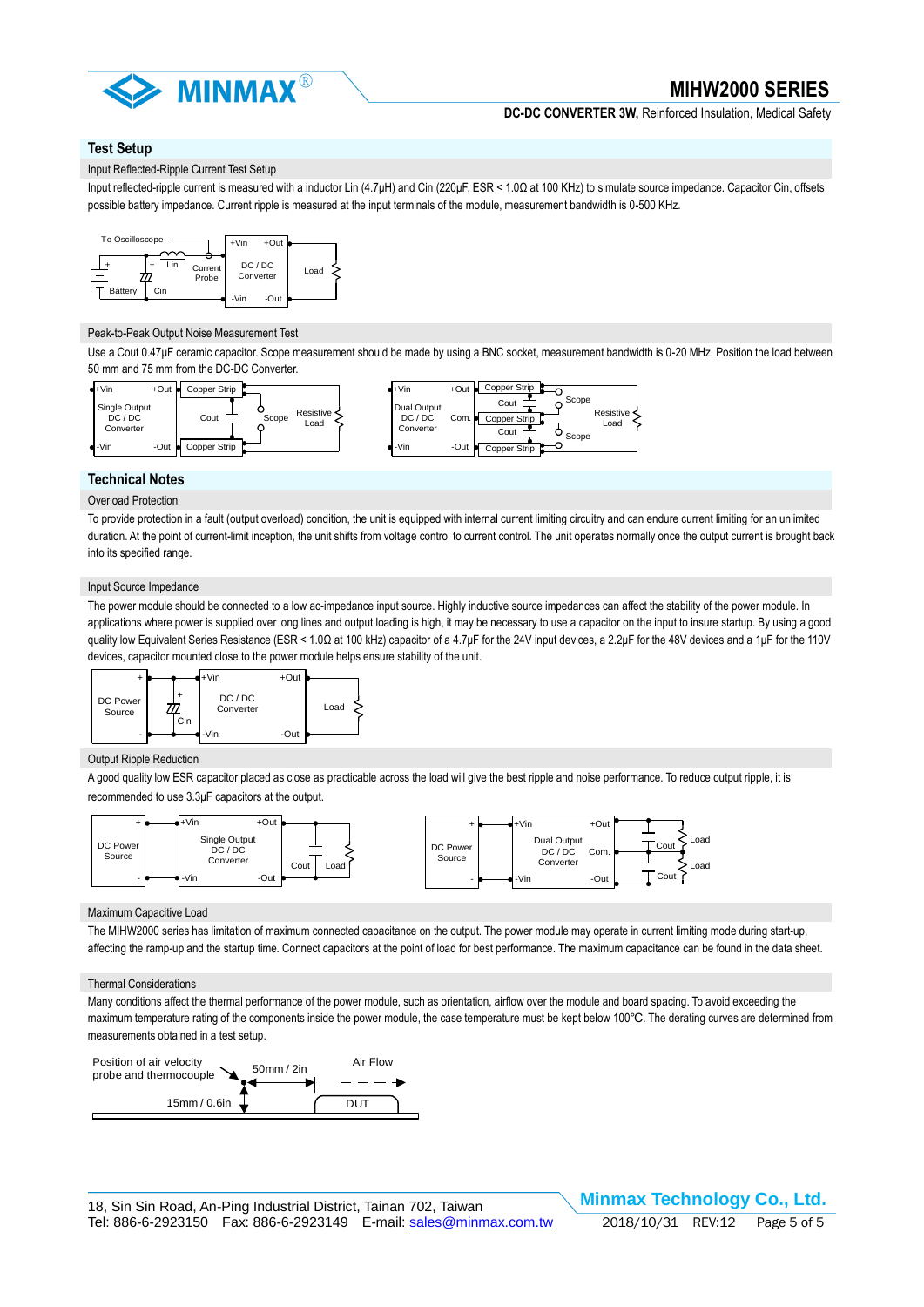## Test Setup

### Input Reflected-Ripple Current Test Setup

Input reflected-ripple current is measured with a inductor Lin (4.7µH) and Cin (220µF, ESR < 1.0Ω at 100 KHz) to simulate source impedance. Capacitor Cin, offsets possible battery impedance. Current ripple is measured at the input terminals of the module, measurement bandwidth is 0-500 KHz.

To Oscilloscope
Lin
Battery
Cin
Current Probe
+Vin
+Out
DC / DC Converter
-Vin
-Out
Load

### Peak-to-Peak Output Noise Measurement Test

Use a Cout 0.47µF ceramic capacitor. Scope measurement should be made by using a BNC socket, measurement bandwidth is 0-20 MHz. Position the load between 50 mm and 75 mm from the DC-DC Converter.

+Vin
+Out
Single Output DC / DC Converter
-Vin
-Out
Copper Strip
Cout
Scope
Resistive Load

+Vin
+Out
Dual Output DC / DC Converter
Com.
-Vin
-Out
Copper Strip
Cout
Scope
Resistive Load

## Technical Notes

### Overload Protection

To provide protection in a fault (output overload) condition, the unit is equipped with internal current limiting circuitry and can endure current limiting for an unlimited duration. At the point of current-limit inception, the unit shifts from voltage control to current control. The unit operates normally once the output current is brought back into its specified range.

### Input Source Impedance

The power module should be connected to a low ac-impedance input source. Highly inductive source impedances can affect the stability of the power module. In applications where power is supplied over long lines and output loading is high, it may be necessary to use a capacitor on the input to insure startup. By using a good quality low Equivalent Series Resistance (ESR < 1.0Ω at 100 kHz) capacitor of a 4.7µF for the 24V input devices, a 2.2µF for the 48V devices and a 1µF for the 110V devices, capacitor mounted close to the power module helps ensure stability of the unit.

DC Power Source
Cin
+Vin
+Out
DC / DC Converter
-Vin
-Out
Load

### Output Ripple Reduction

A good quality low ESR capacitor placed as close as practicable across the load will give the best ripple and noise performance. To reduce output ripple, it is recommended to use 3.3µF capacitors at the output.

DC Power Source
+Vin
+Out
Single Output DC / DC Converter
-Vin
-Out
Cout
Load

DC Power Source
+Vin
+Out
Dual Output DC / DC Converter
Com.
-Vin
-Out
Cout
Load

### Maximum Capacitive Load

The MIHW2000 series has limitation of maximum connected capacitance on the output. The power module may operate in current limiting mode during start-up, affecting the ramp-up and the startup time. Connect capacitors at the point of load for best performance. The maximum capacitance can be found in the data sheet.

### Thermal Considerations

Many conditions affect the thermal performance of the power module, such as orientation, airflow over the module and board spacing. To avoid exceeding the maximum temperature rating of the components inside the power module, the case temperature must be kept below 100°C. The derating curves are determined from measurements obtained in a test setup.

Position of air velocity probe and thermocouple
50mm / 2in
Air Flow
15mm / 0.6in
DUT

18, Sin Sin Road, An-Ping Industrial District, Tainan 702, Taiwan
Tel: 886-6-2923150 Fax: 886-6-2923149 E-mail: sales@minmax.com.tw

Minmax Technology Co., Ltd.
2018/10/31 REV:12